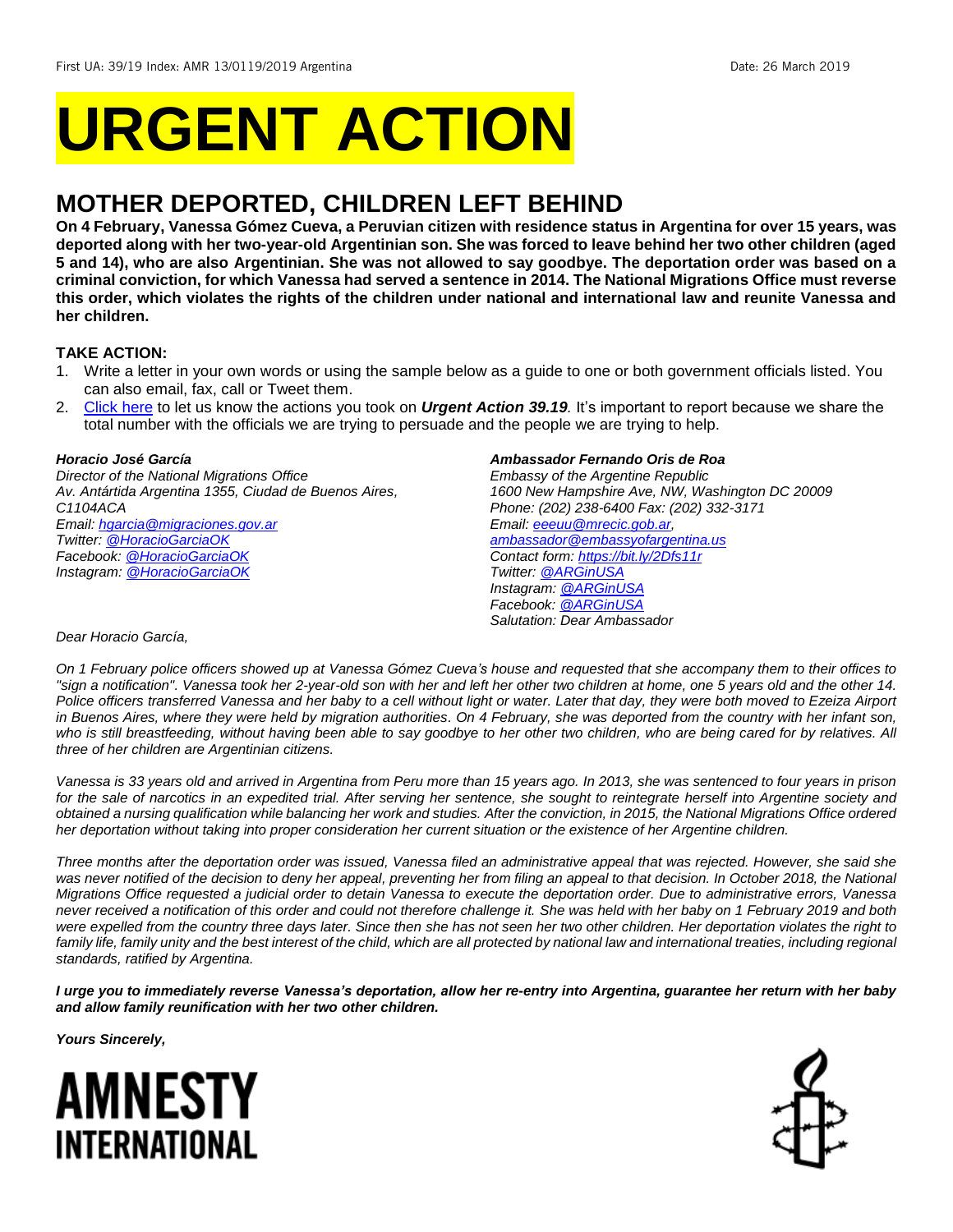First UA: 39/19 Index: AMR 13/0119/2019 Argentina Date: 26 March 2019

# URGENT ACTION

## MOTHER DEPORTED, CHILDREN LEFT BEHIND

**On 4 February, Vanessa Gómez Cueva, a Peruvian citizen with residence status in Argentina for over 15 years, was deported along with her two-year-old Argentinian son. She was forced to leave behind her two other children (aged 5 and 14), who are also Argentinian. She was not allowed to say goodbye. The deportation order was based on a criminal conviction, for which Vanessa had served a sentence in 2014. The National Migrations Office must reverse this order, which violates the rights of the children under national and international law and reunite Vanessa and her children.**

### TAKE ACTION:

1. Write a letter in your own words or using the sample below as a guide to one or both government officials listed. You can also email, fax, call or Tweet them.
2. Click here to let us know the actions you took on ***Urgent Action 39.19****.* It's important to report because we share the total number with the officials we are trying to persuade and the people we are trying to help.

***Horacio José García***
*Director of the National Migrations Office*
*Av. Antártida Argentina 1355, Ciudad de Buenos Aires, C1104ACA*
*Email: hgarcia@migraciones.gov.ar*
*Twitter: @HoracioGarciaOK*
*Facebook: @HoracioGarciaOK*
*Instagram: @HoracioGarciaOK*

***Ambassador Fernando Oris de Roa***
*Embassy of the Argentine Republic*
*1600 New Hampshire Ave, NW, Washington DC 20009*
*Phone: (202) 238-6400 Fax: (202) 332-3171*
*Email: eeeuu@mrecic.gob.ar, ambassador@embassyofargentina.us*
*Contact form: https://bit.ly/2Dfs11r*
*Twitter: @ARGinUSA*
*Instagram: @ARGinUSA*
*Facebook: @ARGinUSA*
*Salutation: Dear Ambassador*

*Dear Horacio García,*

*On 1 February police officers showed up at Vanessa Gómez Cueva's house and requested that she accompany them to their offices to "sign a notification". Vanessa took her 2-year-old son with her and left her other two children at home, one 5 years old and the other 14. Police officers transferred Vanessa and her baby to a cell without light or water. Later that day, they were both moved to Ezeiza Airport in Buenos Aires, where they were held by migration authorities. On 4 February, she was deported from the country with her infant son, who is still breastfeeding, without having been able to say goodbye to her other two children, who are being cared for by relatives. All three of her children are Argentinian citizens.*

*Vanessa is 33 years old and arrived in Argentina from Peru more than 15 years ago. In 2013, she was sentenced to four years in prison for the sale of narcotics in an expedited trial. After serving her sentence, she sought to reintegrate herself into Argentine society and obtained a nursing qualification while balancing her work and studies. After the conviction, in 2015, the National Migrations Office ordered her deportation without taking into proper consideration her current situation or the existence of her Argentine children.*

*Three months after the deportation order was issued, Vanessa filed an administrative appeal that was rejected. However, she said she was never notified of the decision to deny her appeal, preventing her from filing an appeal to that decision. In October 2018, the National Migrations Office requested a judicial order to detain Vanessa to execute the deportation order. Due to administrative errors, Vanessa never received a notification of this order and could not therefore challenge it. She was held with her baby on 1 February 2019 and both were expelled from the country three days later. Since then she has not seen her two other children. Her deportation violates the right to family life, family unity and the best interest of the child, which are all protected by national law and international treaties, including regional standards, ratified by Argentina.*

***I urge you to immediately reverse Vanessa's deportation, allow her re-entry into Argentina, guarantee her return with her baby and allow family reunification with her two other children.***

***Yours Sincerely,***

AMNESTY INTERNATIONAL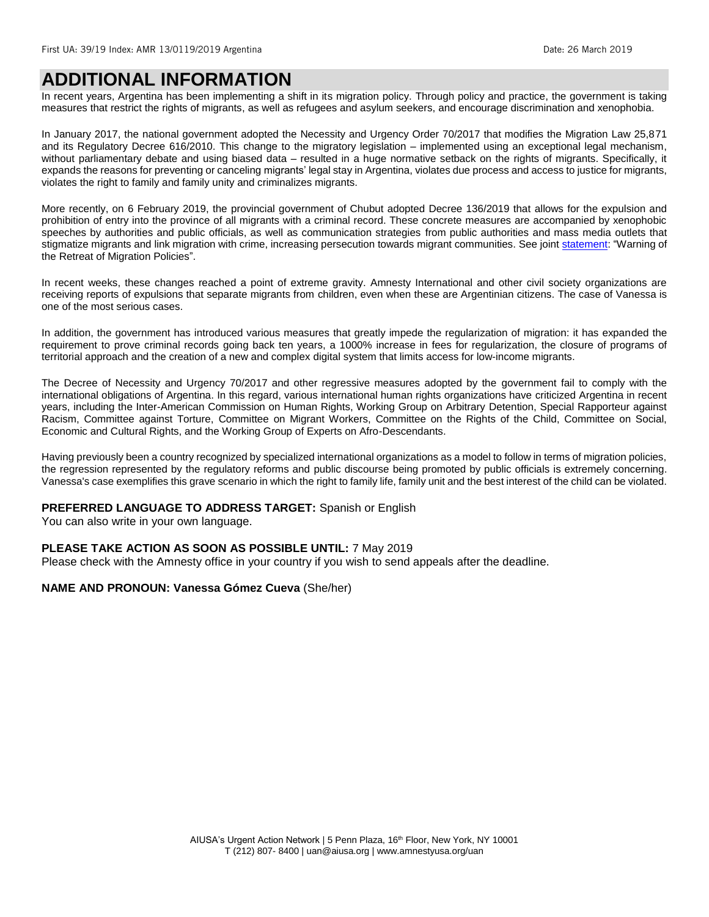# ADDITIONAL INFORMATION

In recent years, Argentina has been implementing a shift in its migration policy. Through policy and practice, the government is taking measures that restrict the rights of migrants, as well as refugees and asylum seekers, and encourage discrimination and xenophobia.

In January 2017, the national government adopted the Necessity and Urgency Order 70/2017 that modifies the Migration Law 25,871 and its Regulatory Decree 616/2010. This change to the migratory legislation – implemented using an exceptional legal mechanism, without parliamentary debate and using biased data – resulted in a huge normative setback on the rights of migrants. Specifically, it expands the reasons for preventing or canceling migrants' legal stay in Argentina, violates due process and access to justice for migrants, violates the right to family and family unity and criminalizes migrants.

More recently, on 6 February 2019, the provincial government of Chubut adopted Decree 136/2019 that allows for the expulsion and prohibition of entry into the province of all migrants with a criminal record. These concrete measures are accompanied by xenophobic speeches by authorities and public officials, as well as communication strategies from public authorities and mass media outlets that stigmatize migrants and link migration with crime, increasing persecution towards migrant communities. See joint statement: "Warning of the Retreat of Migration Policies".

In recent weeks, these changes reached a point of extreme gravity. Amnesty International and other civil society organizations are receiving reports of expulsions that separate migrants from children, even when these are Argentinian citizens. The case of Vanessa is one of the most serious cases.

In addition, the government has introduced various measures that greatly impede the regularization of migration: it has expanded the requirement to prove criminal records going back ten years, a 1000% increase in fees for regularization, the closure of programs of territorial approach and the creation of a new and complex digital system that limits access for low-income migrants.

The Decree of Necessity and Urgency 70/2017 and other regressive measures adopted by the government fail to comply with the international obligations of Argentina. In this regard, various international human rights organizations have criticized Argentina in recent years, including the Inter-American Commission on Human Rights, Working Group on Arbitrary Detention, Special Rapporteur against Racism, Committee against Torture, Committee on Migrant Workers, Committee on the Rights of the Child, Committee on Social, Economic and Cultural Rights, and the Working Group of Experts on Afro-Descendants.

Having previously been a country recognized by specialized international organizations as a model to follow in terms of migration policies, the regression represented by the regulatory reforms and public discourse being promoted by public officials is extremely concerning. Vanessa's case exemplifies this grave scenario in which the right to family life, family unit and the best interest of the child can be violated.

**PREFERRED LANGUAGE TO ADDRESS TARGET:** Spanish or English
You can also write in your own language.

**PLEASE TAKE ACTION AS SOON AS POSSIBLE UNTIL:** 7 May 2019
Please check with the Amnesty office in your country if you wish to send appeals after the deadline.

**NAME AND PRONOUN: Vanessa Gómez Cueva** (She/her)